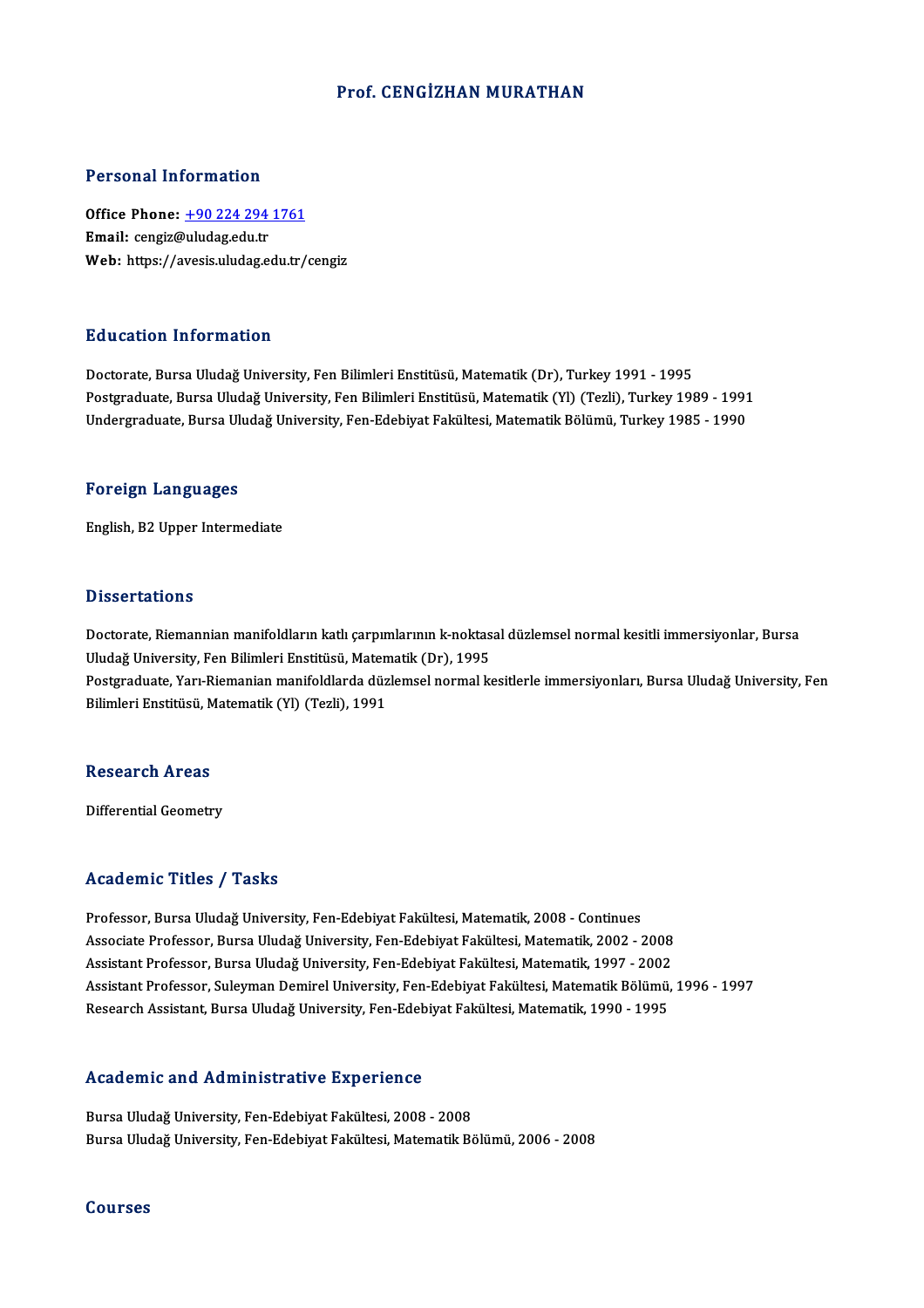# Prof. CENGİZHAN MURATHAN

## Personal Information

**Office Phone:** [+90 224 294 1761](tel:+902242941761)
**Email:** cengiz@uludag.edu.tr
**Web:** https://avesis.uludag.edu.tr/cengiz

## Education Information

Doctorate, Bursa Uludağ University, Fen Bilimleri Enstitüsü, Matematik (Dr), Turkey 1991 - 1995
Postgraduate, Bursa Uludağ University, Fen Bilimleri Enstitüsü, Matematik (Yl) (Tezli), Turkey 1989 - 1991
Undergraduate, Bursa Uludağ University, Fen-Edebiyat Fakültesi, Matematik Bölümü, Turkey 1985 - 1990

## Foreign Languages

English, B2 Upper Intermediate

## Dissertations

Doctorate, Riemannian manifoldların katlı çarpımlarının k-noktasal düzlemsel normal kesitli immersiyonlar, Bursa Uludağ University, Fen Bilimleri Enstitüsü, Matematik (Dr), 1995
Postgraduate, Yarı-Riemanian manifoldlarda düzlemsel normal kesitlerle immersiyonları, Bursa Uludağ University, Fen Bilimleri Enstitüsü, Matematik (Yl) (Tezli), 1991

## Research Areas

Differential Geometry

## Academic Titles / Tasks

Professor, Bursa Uludağ University, Fen-Edebiyat Fakültesi, Matematik, 2008 - Continues
Associate Professor, Bursa Uludağ University, Fen-Edebiyat Fakültesi, Matematik, 2002 - 2008
Assistant Professor, Bursa Uludağ University, Fen-Edebiyat Fakültesi, Matematik, 1997 - 2002
Assistant Professor, Suleyman Demirel University, Fen-Edebiyat Fakültesi, Matematik Bölümü, 1996 - 1997
Research Assistant, Bursa Uludağ University, Fen-Edebiyat Fakültesi, Matematik, 1990 - 1995

## Academic and Administrative Experience

Bursa Uludağ University, Fen-Edebiyat Fakültesi, 2008 - 2008
Bursa Uludağ University, Fen-Edebiyat Fakültesi, Matematik Bölümü, 2006 - 2008

## Courses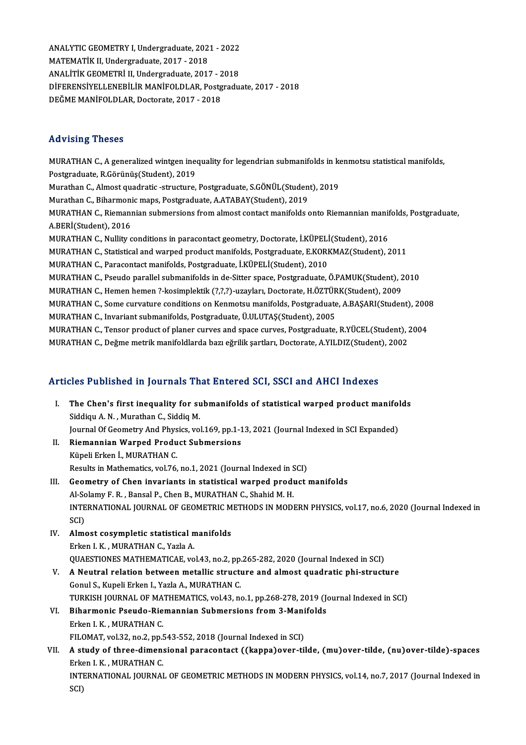ANALYTIC GEOMETRY I, Undergraduate, 2021 - 2022
MATEMATİK II, Undergraduate, 2017 - 2018
ANALİTİK GEOMETRİ II, Undergraduate, 2017 - 2018
DİFERENSİYELLENEBİLİR MANİFOLDLAR, Postgraduate, 2017 - 2018
DEĞME MANİFOLDLAR, Doctorate, 2017 - 2018

## Advising Theses

MURATHAN C., A generalized wintgen inequality for legendrian submanifolds in kenmotsu statistical manifolds, Postgraduate, R.Görünüş(Student), 2019
Murathan C., Almost quadratic -structure, Postgraduate, S.GÖNÜL(Student), 2019
Murathan C., Biharmonic maps, Postgraduate, A.ATABAY(Student), 2019
MURATHAN C., Riemannian submersions from almost contact manifolds onto Riemannian manifolds, Postgraduate, A.BERİ(Student), 2016
MURATHAN C., Nullity conditions in paracontact geometry, Doctorate, İ.KÜPELİ(Student), 2016
MURATHAN C., Statistical and warped product manifolds, Postgraduate, E.KORKMAZ(Student), 2011
MURATHAN C., Paracontact manifolds, Postgraduate, İ.KÜPELİ(Student), 2010
MURATHAN C., Pseudo parallel submanifolds in de-Sitter space, Postgraduate, Ö.PAMUK(Student), 2010
MURATHAN C., Hemen hemen ?-kosimplektik (?,?,?)-uzayları, Doctorate, H.ÖZTÜRK(Student), 2009
MURATHAN C., Some curvature conditions on Kenmotsu manifolds, Postgraduate, A.BAŞARI(Student), 2008
MURATHAN C., Invariant submanifolds, Postgraduate, Ü.ULUTAŞ(Student), 2005
MURATHAN C., Tensor product of planer curves and space curves, Postgraduate, R.YÜCEL(Student), 2004
MURATHAN C., Değme metrik manifoldlarda bazı eğrilik şartları, Doctorate, A.YILDIZ(Student), 2002

## Articles Published in Journals That Entered SCI, SSCI and AHCI Indexes

I. **The Chen's first inequality for submanifolds of statistical warped product manifolds**
Siddiqu A. N. , Murathan C., Siddiq M.
Journal Of Geometry And Physics, vol.169, pp.1-13, 2021 (Journal Indexed in SCI Expanded)

II. **Riemannian Warped Product Submersions**
Küpeli Erken İ., MURATHAN C.
Results in Mathematics, vol.76, no.1, 2021 (Journal Indexed in SCI)

III. **Geometry of Chen invariants in statistical warped product manifolds**
Al-Solamy F. R. , Bansal P., Chen B., MURATHAN C., Shahid M. H.
INTERNATIONAL JOURNAL OF GEOMETRIC METHODS IN MODERN PHYSICS, vol.17, no.6, 2020 (Journal Indexed in SCI)

IV. **Almost cosympletic statistical manifolds**
Erken I. K. , MURATHAN C., Yazla A.
QUAESTIONES MATHEMATICAE, vol.43, no.2, pp.265-282, 2020 (Journal Indexed in SCI)

V. **A Neutral relation between metallic structure and almost quadratic phi-structure**
Gonul S., Kupeli Erken I., Yazla A., MURATHAN C.
TURKISH JOURNAL OF MATHEMATICS, vol.43, no.1, pp.268-278, 2019 (Journal Indexed in SCI)

VI. **Biharmonic Pseudo-Riemannian Submersions from 3-Manifolds**
Erken I. K. , MURATHAN C.
FILOMAT, vol.32, no.2, pp.543-552, 2018 (Journal Indexed in SCI)

VII. **A study of three-dimensional paracontact ((kappa)over-tilde, (mu)over-tilde, (nu)over-tilde)-spaces**
Erken I. K. , MURATHAN C.
INTERNATIONAL JOURNAL OF GEOMETRIC METHODS IN MODERN PHYSICS, vol.14, no.7, 2017 (Journal Indexed in SCI)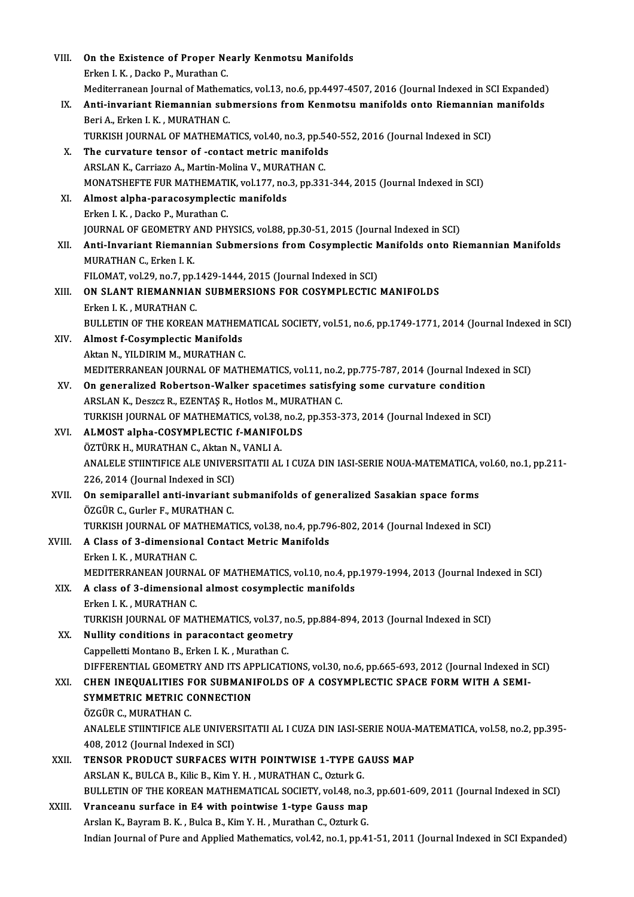VIII. **On the Existence of Proper Nearly Kenmotsu Manifolds**
Erken I. K. , Dacko P., Murathan C.
Mediterranean Journal of Mathematics, vol.13, no.6, pp.4497-4507, 2016 (Journal Indexed in SCI Expanded)

IX. **Anti-invariant Riemannian submersions from Kenmotsu manifolds onto Riemannian manifolds**
Beri A., Erken I. K. , MURATHAN C.
TURKISH JOURNAL OF MATHEMATICS, vol.40, no.3, pp.540-552, 2016 (Journal Indexed in SCI)

X. **The curvature tensor of -contact metric manifolds**
ARSLAN K., Carriazo A., Martin-Molina V., MURATHAN C.
MONATSHEFTE FUR MATHEMATIK, vol.177, no.3, pp.331-344, 2015 (Journal Indexed in SCI)

XI. **Almost alpha-paracosymplectic manifolds**
Erken I. K. , Dacko P., Murathan C.
JOURNAL OF GEOMETRY AND PHYSICS, vol.88, pp.30-51, 2015 (Journal Indexed in SCI)

XII. **Anti-Invariant Riemannian Submersions from Cosymplectic Manifolds onto Riemannian Manifolds**
MURATHAN C., Erken I. K.
FILOMAT, vol.29, no.7, pp.1429-1444, 2015 (Journal Indexed in SCI)

XIII. **ON SLANT RIEMANNIAN SUBMERSIONS FOR COSYMPLECTIC MANIFOLDS**
Erken I. K. , MURATHAN C.
BULLETIN OF THE KOREAN MATHEMATICAL SOCIETY, vol.51, no.6, pp.1749-1771, 2014 (Journal Indexed in SCI)

XIV. **Almost f-Cosymplectic Manifolds**
Aktan N., YILDIRIM M., MURATHAN C.
MEDITERRANEAN JOURNAL OF MATHEMATICS, vol.11, no.2, pp.775-787, 2014 (Journal Indexed in SCI)

XV. **On generalized Robertson-Walker spacetimes satisfying some curvature condition**
ARSLAN K., Deszcz R., EZENTAŞ R., Hotlos M., MURATHAN C.
TURKISH JOURNAL OF MATHEMATICS, vol.38, no.2, pp.353-373, 2014 (Journal Indexed in SCI)

XVI. **ALMOST alpha-COSYMPLECTIC f-MANIFOLDS**
ÖZTÜRK H., MURATHAN C., Aktan N., VANLI A.
ANALELE STIINTIFICE ALE UNIVERSITATII AL I CUZA DIN IASI-SERIE NOUA-MATEMATICA, vol.60, no.1, pp.211-226, 2014 (Journal Indexed in SCI)

XVII. **On semiparallel anti-invariant submanifolds of generalized Sasakian space forms**
ÖZGÜR C., Gurler F., MURATHAN C.
TURKISH JOURNAL OF MATHEMATICS, vol.38, no.4, pp.796-802, 2014 (Journal Indexed in SCI)

XVIII. **A Class of 3-dimensional Contact Metric Manifolds**
Erken I. K. , MURATHAN C.
MEDITERRANEAN JOURNAL OF MATHEMATICS, vol.10, no.4, pp.1979-1994, 2013 (Journal Indexed in SCI)

XIX. **A class of 3-dimensional almost cosymplectic manifolds**
Erken I. K. , MURATHAN C.
TURKISH JOURNAL OF MATHEMATICS, vol.37, no.5, pp.884-894, 2013 (Journal Indexed in SCI)

XX. **Nullity conditions in paracontact geometry**
Cappelletti Montano B., Erken I. K. , Murathan C.
DIFFERENTIAL GEOMETRY AND ITS APPLICATIONS, vol.30, no.6, pp.665-693, 2012 (Journal Indexed in SCI)

XXI. **CHEN INEQUALITIES FOR SUBMANIFOLDS OF A COSYMPLECTIC SPACE FORM WITH A SEMI-SYMMETRIC METRIC CONNECTION**
ÖZGÜR C., MURATHAN C.
ANALELE STIINTIFICE ALE UNIVERSITATII AL I CUZA DIN IASI-SERIE NOUA-MATEMATICA, vol.58, no.2, pp.395-408, 2012 (Journal Indexed in SCI)

XXII. **TENSOR PRODUCT SURFACES WITH POINTWISE 1-TYPE GAUSS MAP**
ARSLAN K., BULCA B., Kilic B., Kim Y. H. , MURATHAN C., Ozturk G.
BULLETIN OF THE KOREAN MATHEMATICAL SOCIETY, vol.48, no.3, pp.601-609, 2011 (Journal Indexed in SCI)

XXIII. **Vranceanu surface in E4 with pointwise 1-type Gauss map**
Arslan K., Bayram B. K. , Bulca B., Kim Y. H. , Murathan C., Ozturk G.
Indian Journal of Pure and Applied Mathematics, vol.42, no.1, pp.41-51, 2011 (Journal Indexed in SCI Expanded)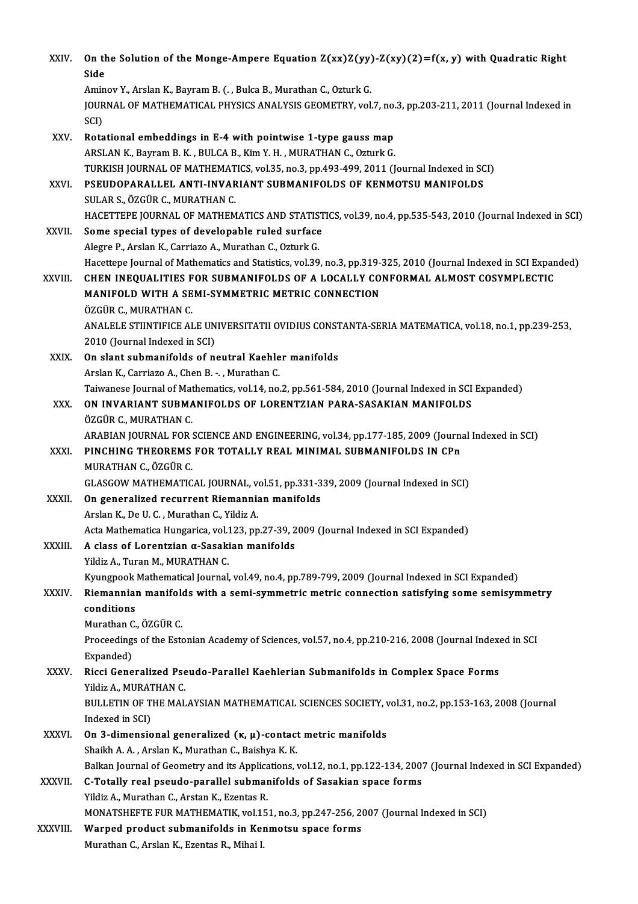XXIV. **On the Solution of the Monge-Ampere Equation Z(xx)Z(yy)-Z(xy)(2)=f(x, y) with Quadratic Right Side**
Aminov Y., Arslan K., Bayram B. (. , Bulca B., Murathan C., Ozturk G.
JOURNAL OF MATHEMATICAL PHYSICS ANALYSIS GEOMETRY, vol.7, no.3, pp.203-211, 2011 (Journal Indexed in SCI)

XXV. **Rotational embeddings in E-4 with pointwise 1-type gauss map**
ARSLAN K., Bayram B. K. , BULCA B., Kim Y. H. , MURATHAN C., Ozturk G.
TURKISH JOURNAL OF MATHEMATICS, vol.35, no.3, pp.493-499, 2011 (Journal Indexed in SCI)

XXVI. **PSEUDOPARALLEL ANTI-INVARIANT SUBMANIFOLDS OF KENMOTSU MANIFOLDS**
SULAR S., ÖZGÜR C., MURATHAN C.
HACETTEPE JOURNAL OF MATHEMATICS AND STATISTICS, vol.39, no.4, pp.535-543, 2010 (Journal Indexed in SCI)

XXVII. **Some special types of developable ruled surface**
Alegre P., Arslan K., Carriazo A., Murathan C., Ozturk G.
Hacettepe Journal of Mathematics and Statistics, vol.39, no.3, pp.319-325, 2010 (Journal Indexed in SCI Expanded)

XXVIII. **CHEN INEQUALITIES FOR SUBMANIFOLDS OF A LOCALLY CONFORMAL ALMOST COSYMPLECTIC MANIFOLD WITH A SEMI-SYMMETRIC METRIC CONNECTION**
ÖZGÜR C., MURATHAN C.
ANALELE STIINTIFICE ALE UNIVERSITATII OVIDIUS CONSTANTA-SERIA MATEMATICA, vol.18, no.1, pp.239-253, 2010 (Journal Indexed in SCI)

XXIX. **On slant submanifolds of neutral Kaehler manifolds**
Arslan K., Carriazo A., Chen B. -. , Murathan C.
Taiwanese Journal of Mathematics, vol.14, no.2, pp.561-584, 2010 (Journal Indexed in SCI Expanded)

XXX. **ON INVARIANT SUBMANIFOLDS OF LORENTZIAN PARA-SASAKIAN MANIFOLDS**
ÖZGÜR C., MURATHAN C.
ARABIAN JOURNAL FOR SCIENCE AND ENGINEERING, vol.34, pp.177-185, 2009 (Journal Indexed in SCI)

XXXI. **PINCHING THEOREMS FOR TOTALLY REAL MINIMAL SUBMANIFOLDS IN CPn**
MURATHAN C., ÖZGÜR C.
GLASGOW MATHEMATICAL JOURNAL, vol.51, pp.331-339, 2009 (Journal Indexed in SCI)

XXXII. **On generalized recurrent Riemannian manifolds**
Arslan K., De U. C. , Murathan C., Yildiz A.
Acta Mathematica Hungarica, vol.123, pp.27-39, 2009 (Journal Indexed in SCI Expanded)

XXXIII. **A class of Lorentzian α-Sasakian manifolds**
Yildiz A., Turan M., MURATHAN C.
Kyungpook Mathematical Journal, vol.49, no.4, pp.789-799, 2009 (Journal Indexed in SCI Expanded)

XXXIV. **Riemannian manifolds with a semi-symmetric metric connection satisfying some semisymmetry conditions**
Murathan C., ÖZGÜR C.
Proceedings of the Estonian Academy of Sciences, vol.57, no.4, pp.210-216, 2008 (Journal Indexed in SCI Expanded)

XXXV. **Ricci Generalized Pseudo-Parallel Kaehlerian Submanifolds in Complex Space Forms**
Yildiz A., MURATHAN C.
BULLETIN OF THE MALAYSIAN MATHEMATICAL SCIENCES SOCIETY, vol.31, no.2, pp.153-163, 2008 (Journal Indexed in SCI)

XXXVI. **On 3-dimensional generalized (κ, μ)-contact metric manifolds**
Shaikh A. A. , Arslan K., Murathan C., Baishya K. K.
Balkan Journal of Geometry and its Applications, vol.12, no.1, pp.122-134, 2007 (Journal Indexed in SCI Expanded)

XXXVII. **C-Totally real pseudo-parallel submanifolds of Sasakian space forms**
Yildiz A., Murathan C., Arstan K., Ezentas R.
MONATSHEFTE FUR MATHEMATIK, vol.151, no.3, pp.247-256, 2007 (Journal Indexed in SCI)

XXXVIII. **Warped product submanifolds in Kenmotsu space forms**
Murathan C., Arslan K., Ezentas R., Mihai I.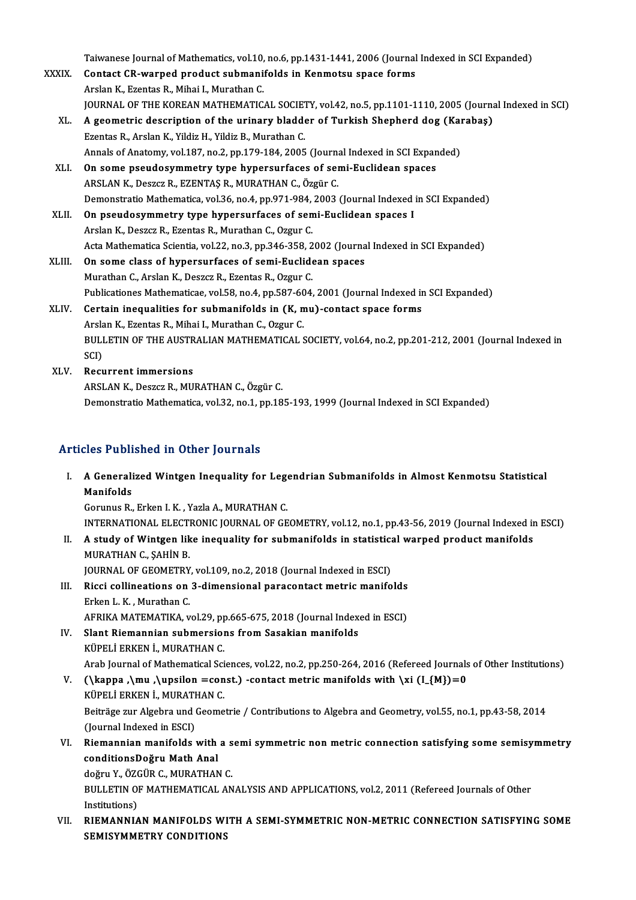Taiwanese Journal of Mathematics, vol.10, no.6, pp.1431-1441, 2006 (Journal Indexed in SCI Expanded)

XXXIX. **Contact CR-warped product submanifolds in Kenmotsu space forms**
Arslan K., Ezentas R., Mihai I., Murathan C.
JOURNAL OF THE KOREAN MATHEMATICAL SOCIETY, vol.42, no.5, pp.1101-1110, 2005 (Journal Indexed in SCI)

XL. **A geometric description of the urinary bladder of Turkish Shepherd dog (Karabaş)**
Ezentas R., Arslan K., Yildiz H., Yildiz B., Murathan C.
Annals of Anatomy, vol.187, no.2, pp.179-184, 2005 (Journal Indexed in SCI Expanded)

XLI. **On some pseudosymmetry type hypersurfaces of semi-Euclidean spaces**
ARSLAN K., Deszcz R., EZENTAŞ R., MURATHAN C., Özgür C.
Demonstratio Mathematica, vol.36, no.4, pp.971-984, 2003 (Journal Indexed in SCI Expanded)

XLII. **On pseudosymmetry type hypersurfaces of semi-Euclidean spaces I**
Arslan K., Deszcz R., Ezentas R., Murathan C., Ozgur C.
Acta Mathematica Scientia, vol.22, no.3, pp.346-358, 2002 (Journal Indexed in SCI Expanded)

XLIII. **On some class of hypersurfaces of semi-Euclidean spaces**
Murathan C., Arslan K., Deszcz R., Ezentas R., Ozgur C.
Publicationes Mathematicae, vol.58, no.4, pp.587-604, 2001 (Journal Indexed in SCI Expanded)

XLIV. **Certain inequalities for submanifolds in (K, mu)-contact space forms**
Arslan K., Ezentas R., Mihai I., Murathan C., Ozgur C.
BULLETIN OF THE AUSTRALIAN MATHEMATICAL SOCIETY, vol.64, no.2, pp.201-212, 2001 (Journal Indexed in SCI)

XLV. **Recurrent immersions**
ARSLAN K., Deszcz R., MURATHAN C., Özgür C.
Demonstratio Mathematica, vol.32, no.1, pp.185-193, 1999 (Journal Indexed in SCI Expanded)

## Articles Published in Other Journals

I. **A Generalized Wintgen Inequality for Legendrian Submanifolds in Almost Kenmotsu Statistical Manifolds**
Gorunus R., Erken I. K. , Yazla A., MURATHAN C.
INTERNATIONAL ELECTRONIC JOURNAL OF GEOMETRY, vol.12, no.1, pp.43-56, 2019 (Journal Indexed in ESCI)

II. **A study of Wintgen like inequality for submanifolds in statistical warped product manifolds**
MURATHAN C., ŞAHİN B.
JOURNAL OF GEOMETRY, vol.109, no.2, 2018 (Journal Indexed in ESCI)

III. **Ricci collineations on 3-dimensional paracontact metric manifolds**
Erken I. K. , Murathan C.
AFRIKA MATEMATIKA, vol.29, pp.665-675, 2018 (Journal Indexed in ESCI)

IV. **Slant Riemannian submersions from Sasakian manifolds**
KÜPELİ ERKEN İ., MURATHAN C.
Arab Journal of Mathematical Sciences, vol.22, no.2, pp.250-264, 2016 (Refereed Journals of Other Institutions)

V. **(\kappa ,\mu ,\upsilon =const.) -contact metric manifolds with \xi (I_{M})=0**
KÜPELİ ERKEN İ., MURATHAN C.
Beiträge zur Algebra und Geometrie / Contributions to Algebra and Geometry, vol.55, no.1, pp.43-58, 2014 (Journal Indexed in ESCI)

VI. **Riemannian manifolds with a semi symmetric non metric connection satisfying some semisymmetry conditionsDoğru Math Anal**
doğru Y., ÖZGÜR C., MURATHAN C.
BULLETIN OF MATHEMATICAL ANALYSIS AND APPLICATIONS, vol.2, 2011 (Refereed Journals of Other Institutions)

VII. **RIEMANNIAN MANIFOLDS WITH A SEMI-SYMMETRIC NON-METRIC CONNECTION SATISFYING SOME SEMISYMMETRY CONDITIONS**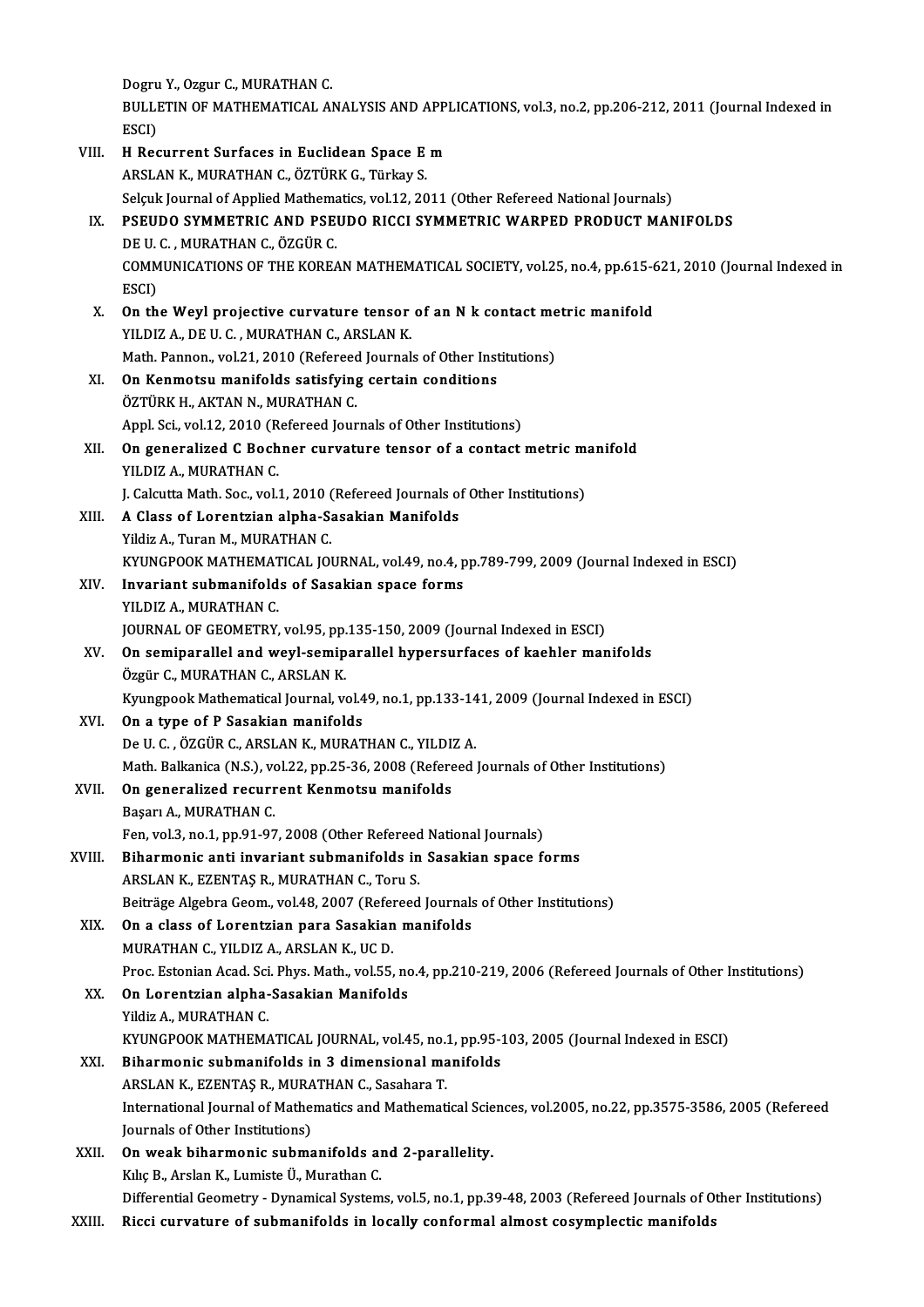Dogru Y., Ozgur C., MURATHAN C.
BULLETIN OF MATHEMATICAL ANALYSIS AND APPLICATIONS, vol.3, no.2, pp.206-212, 2011 (Journal Indexed in ESCI)

VIII. **H Recurrent Surfaces in Euclidean Space E m**
ARSLAN K., MURATHAN C., ÖZTÜRK G., Türkay S.
Selçuk Journal of Applied Mathematics, vol.12, 2011 (Other Refereed National Journals)

IX. **PSEUDO SYMMETRIC AND PSEUDO RICCI SYMMETRIC WARPED PRODUCT MANIFOLDS**
DE U. C. , MURATHAN C., ÖZGÜR C.
COMMUNICATIONS OF THE KOREAN MATHEMATICAL SOCIETY, vol.25, no.4, pp.615-621, 2010 (Journal Indexed in ESCI)

X. **On the Weyl projective curvature tensor of an N k contact metric manifold**
YILDIZ A., DE U. C. , MURATHAN C., ARSLAN K.
Math. Pannon., vol.21, 2010 (Refereed Journals of Other Institutions)

XI. **On Kenmotsu manifolds satisfying certain conditions**
ÖZTÜRK H., AKTAN N., MURATHAN C.
Appl. Sci., vol.12, 2010 (Refereed Journals of Other Institutions)

XII. **On generalized C Bochner curvature tensor of a contact metric manifold**
YILDIZ A., MURATHAN C.
J. Calcutta Math. Soc., vol.1, 2010 (Refereed Journals of Other Institutions)

XIII. **A Class of Lorentzian alpha-Sasakian Manifolds**
Yildiz A., Turan M., MURATHAN C.
KYUNGPOOK MATHEMATICAL JOURNAL, vol.49, no.4, pp.789-799, 2009 (Journal Indexed in ESCI)

XIV. **Invariant submanifolds of Sasakian space forms**
YILDIZ A., MURATHAN C.
JOURNAL OF GEOMETRY, vol.95, pp.135-150, 2009 (Journal Indexed in ESCI)

XV. **On semiparallel and weyl-semiparallel hypersurfaces of kaehler manifolds**
Özgür C., MURATHAN C., ARSLAN K.
Kyungpook Mathematical Journal, vol.49, no.1, pp.133-141, 2009 (Journal Indexed in ESCI)

XVI. **On a type of P Sasakian manifolds**
De U. C. , ÖZGÜR C., ARSLAN K., MURATHAN C., YILDIZ A.
Math. Balkanica (N.S.), vol.22, pp.25-36, 2008 (Refereed Journals of Other Institutions)

XVII. **On generalized recurrent Kenmotsu manifolds**
Başarı A., MURATHAN C.
Fen, vol.3, no.1, pp.91-97, 2008 (Other Refereed National Journals)

XVIII. **Biharmonic anti invariant submanifolds in Sasakian space forms**
ARSLAN K., EZENTAŞ R., MURATHAN C., Toru S.
Beiträge Algebra Geom., vol.48, 2007 (Refereed Journals of Other Institutions)

XIX. **On a class of Lorentzian para Sasakian manifolds**
MURATHAN C., YILDIZ A., ARSLAN K., UC D.
Proc. Estonian Acad. Sci. Phys. Math., vol.55, no.4, pp.210-219, 2006 (Refereed Journals of Other Institutions)

XX. **On Lorentzian alpha-Sasakian Manifolds**
Yildiz A., MURATHAN C.
KYUNGPOOK MATHEMATICAL JOURNAL, vol.45, no.1, pp.95-103, 2005 (Journal Indexed in ESCI)

XXI. **Biharmonic submanifolds in 3 dimensional manifolds**
ARSLAN K., EZENTAŞ R., MURATHAN C., Sasahara T.
International Journal of Mathematics and Mathematical Sciences, vol.2005, no.22, pp.3575-3586, 2005 (Refereed Journals of Other Institutions)

XXII. **On weak biharmonic submanifolds and 2-parallelity.**
Kılıç B., Arslan K., Lumiste Ü., Murathan C.
Differential Geometry - Dynamical Systems, vol.5, no.1, pp.39-48, 2003 (Refereed Journals of Other Institutions)

XXIII. **Ricci curvature of submanifolds in locally conformal almost cosymplectic manifolds**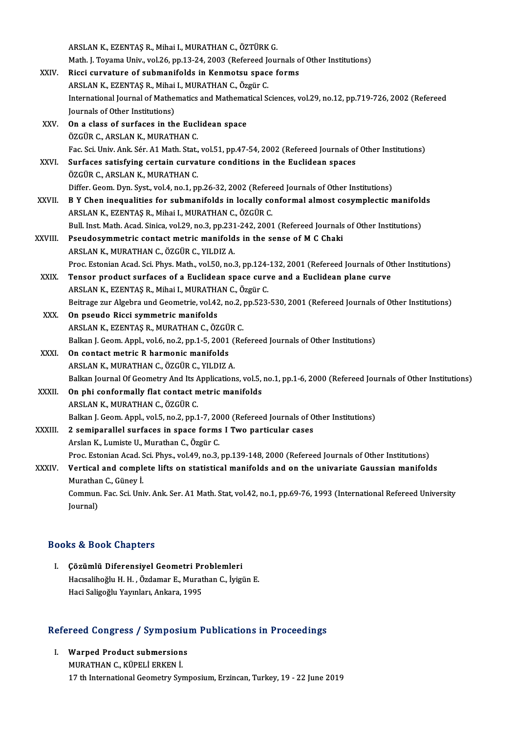ARSLAN K., EZENTAŞ R., Mihai I., MURATHAN C., ÖZTÜRK G.
Math. J. Toyama Univ., vol.26, pp.13-24, 2003 (Refereed Journals of Other Institutions)

XXIV. **Ricci curvature of submanifolds in Kenmotsu space forms**
ARSLAN K., EZENTAŞ R., Mihai I., MURATHAN C., Özgür C.
International Journal of Mathematics and Mathematical Sciences, vol.29, no.12, pp.719-726, 2002 (Refereed Journals of Other Institutions)

XXV. **On a class of surfaces in the Euclidean space**
ÖZGÜR C., ARSLAN K., MURATHAN C.
Fac. Sci. Univ. Ank. Sér. A1 Math. Stat., vol.51, pp.47-54, 2002 (Refereed Journals of Other Institutions)

XXVI. **Surfaces satisfying certain curvature conditions in the Euclidean spaces**
ÖZGÜR C., ARSLAN K., MURATHAN C.
Differ. Geom. Dyn. Syst., vol.4, no.1, pp.26-32, 2002 (Refereed Journals of Other Institutions)

XXVII. **B Y Chen inequalities for submanifolds in locally conformal almost cosymplectic manifolds**
ARSLAN K., EZENTAŞ R., Mihai I., MURATHAN C., ÖZGÜR C.
Bull. Inst. Math. Acad. Sinica, vol.29, no.3, pp.231-242, 2001 (Refereed Journals of Other Institutions)

XXVIII. **Pseudosymmetric contact metric manifolds in the sense of M C Chaki**
ARSLAN K., MURATHAN C., ÖZGÜR C., YILDIZ A.
Proc. Estonian Acad. Sci. Phys. Math., vol.50, no.3, pp.124-132, 2001 (Refereed Journals of Other Institutions)

XXIX. **Tensor product surfaces of a Euclidean space curve and a Euclidean plane curve**
ARSLAN K., EZENTAŞ R., Mihai I., MURATHAN C., Özgür C.
Beitrage zur Algebra und Geometrie, vol.42, no.2, pp.523-530, 2001 (Refereed Journals of Other Institutions)

XXX. **On pseudo Ricci symmetric manifolds**
ARSLAN K., EZENTAŞ R., MURATHAN C., ÖZGÜR C.
Balkan J. Geom. Appl., vol.6, no.2, pp.1-5, 2001 (Refereed Journals of Other Institutions)

XXXI. **On contact metric R harmonic manifolds**
ARSLAN K., MURATHAN C., ÖZGÜR C., YILDIZ A.
Balkan Journal Of Geometry And Its Applications, vol.5, no.1, pp.1-6, 2000 (Refereed Journals of Other Institutions)

XXXII. **On phi conformally flat contact metric manifolds**
ARSLAN K., MURATHAN C., ÖZGÜR C.
Balkan J. Geom. Appl., vol.5, no.2, pp.1-7, 2000 (Refereed Journals of Other Institutions)

XXXIII. **2 semiparallel surfaces in space forms I Two particular cases**
Arslan K., Lumiste U., Murathan C., Özgür C.
Proc. Estonian Acad. Sci. Phys., vol.49, no.3, pp.139-148, 2000 (Refereed Journals of Other Institutions)

XXXIV. **Vertical and complete lifts on statistical manifolds and on the univariate Gaussian manifolds**
Murathan C., Güney İ.
Commun. Fac. Sci. Univ. Ank. Ser. A1 Math. Stat, vol.42, no.1, pp.69-76, 1993 (International Refereed University Journal)

## Books & Book Chapters

I. **Çözümlü Diferensiyel Geometri Problemleri**
Hacısalihoğlu H. H. , Özdamar E., Murathan C., İyigün E.
Haci Saligoğlu Yayınları, Ankara, 1995

## Refereed Congress / Symposium Publications in Proceedings

I. **Warped Product submersions**
MURATHAN C., KÜPELİ ERKEN İ.
17 th International Geometry Symposium, Erzincan, Turkey, 19 - 22 June 2019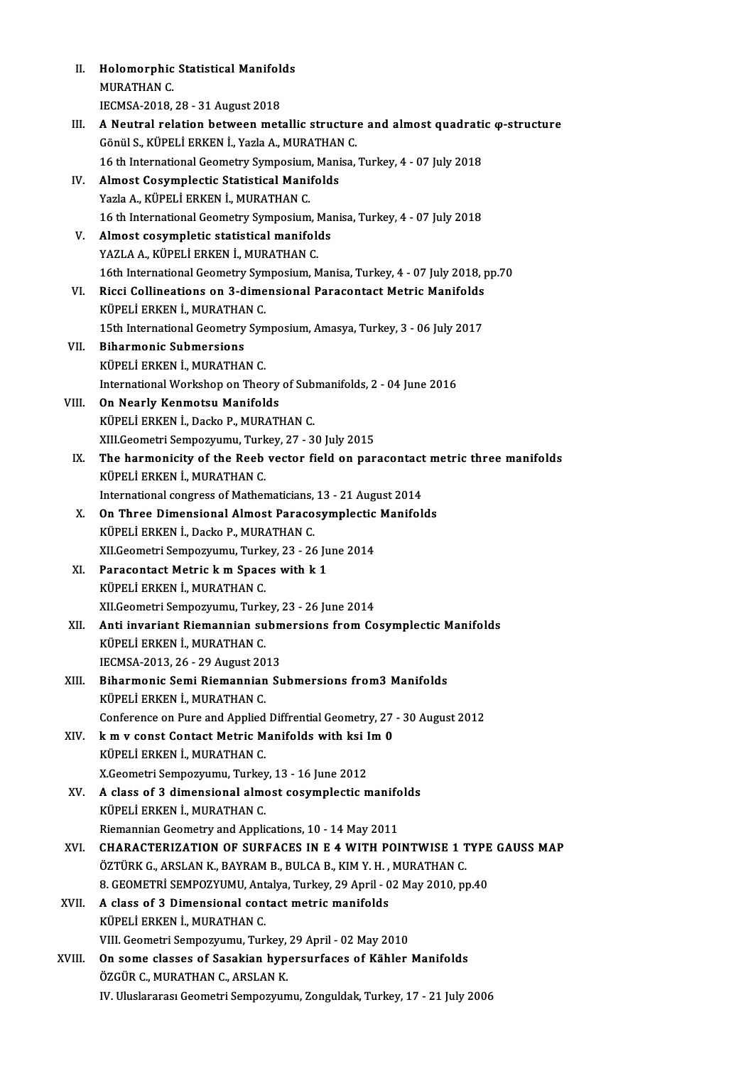II. **Holomorphic Statistical Manifolds**
MURATHAN C.
IECMSA-2018, 28 - 31 August 2018

III. **A Neutral relation between metallic structure and almost quadratic $\varphi$-structure**
Gönül S., KÜPELİ ERKEN İ., Yazla A., MURATHAN C.
16 th International Geometry Symposium, Manisa, Turkey, 4 - 07 July 2018

IV. **Almost Cosymplectic Statistical Manifolds**
Yazla A., KÜPELİ ERKEN İ., MURATHAN C.
16 th International Geometry Symposium, Manisa, Turkey, 4 - 07 July 2018

V. **Almost cosympletic statistical manifolds**
YAZLA A., KÜPELİ ERKEN İ., MURATHAN C.
16th International Geometry Symposium, Manisa, Turkey, 4 - 07 July 2018, pp.70

VI. **Ricci Collineations on 3-dimensional Paracontact Metric Manifolds**
KÜPELİ ERKEN İ., MURATHAN C.
15th International Geometry Symposium, Amasya, Turkey, 3 - 06 July 2017

VII. **Biharmonic Submersions**
KÜPELİ ERKEN İ., MURATHAN C.
International Workshop on Theory of Submanifolds, 2 - 04 June 2016

VIII. **On Nearly Kenmotsu Manifolds**
KÜPELİ ERKEN İ., Dacko P., MURATHAN C.
XIII.Geometri Sempozyumu, Turkey, 27 - 30 July 2015

IX. **The harmonicity of the Reeb vector field on paracontact metric three manifolds**
KÜPELİ ERKEN İ., MURATHAN C.
International congress of Mathematicians, 13 - 21 August 2014

X. **On Three Dimensional Almost Paracosymplectic Manifolds**
KÜPELİ ERKEN İ., Dacko P., MURATHAN C.
XII.Geometri Sempozyumu, Turkey, 23 - 26 June 2014

XI. **Paracontact Metric k m Spaces with k 1**
KÜPELİ ERKEN İ., MURATHAN C.
XII.Geometri Sempozyumu, Turkey, 23 - 26 June 2014

XII. **Anti invariant Riemannian submersions from Cosymplectic Manifolds**
KÜPELİ ERKEN İ., MURATHAN C.
IECMSA-2013, 26 - 29 August 2013

XIII. **Biharmonic Semi Riemannian Submersions from3 Manifolds**
KÜPELİ ERKEN İ., MURATHAN C.
Conference on Pure and Applied Diffrential Geometry, 27 - 30 August 2012

XIV. **k m v const Contact Metric Manifolds with ksi Im 0**
KÜPELİ ERKEN İ., MURATHAN C.
X.Geometri Sempozyumu, Turkey, 13 - 16 June 2012

XV. **A class of 3 dimensional almost cosymplectic manifolds**
KÜPELİ ERKEN İ., MURATHAN C.
Riemannian Geometry and Applications, 10 - 14 May 2011

XVI. **CHARACTERIZATION OF SURFACES IN E 4 WITH POINTWISE 1 TYPE GAUSS MAP**
ÖZTÜRK G., ARSLAN K., BAYRAM B., BULCA B., KIM Y. H. , MURATHAN C.
8. GEOMETRİ SEMPOZYUMU, Antalya, Turkey, 29 April - 02 May 2010, pp.40

XVII. **A class of 3 Dimensional contact metric manifolds**
KÜPELİ ERKEN İ., MURATHAN C.
VIII. Geometri Sempozyumu, Turkey, 29 April - 02 May 2010

XVIII. **On some classes of Sasakian hypersurfaces of Kähler Manifolds**
ÖZGÜR C., MURATHAN C., ARSLAN K.
IV. Uluslararası Geometri Sempozyumu, Zonguldak, Turkey, 17 - 21 July 2006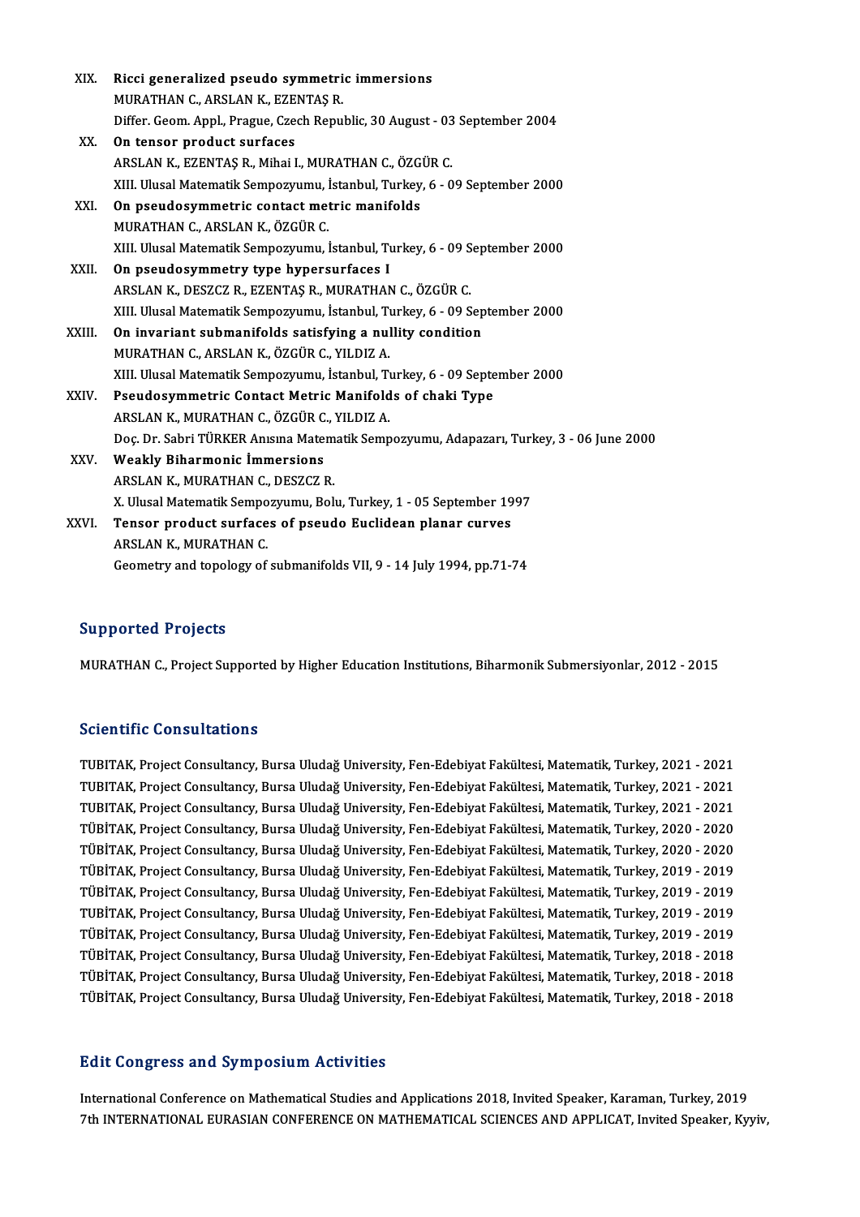XIX. **Ricci generalized pseudo symmetric immersions**
MURATHAN C., ARSLAN K., EZENTAŞ R.
Differ. Geom. Appl., Prague, Czech Republic, 30 August - 03 September 2004

XX. **On tensor product surfaces**
ARSLAN K., EZENTAŞ R., Mihai I., MURATHAN C., ÖZGÜR C.
XIII. Ulusal Matematik Sempozyumu, İstanbul, Turkey, 6 - 09 September 2000

XXI. **On pseudosymmetric contact metric manifolds**
MURATHAN C., ARSLAN K., ÖZGÜR C.
XIII. Ulusal Matematik Sempozyumu, İstanbul, Turkey, 6 - 09 September 2000

XXII. **On pseudosymmetry type hypersurfaces I**
ARSLAN K., DESZCZ R., EZENTAŞ R., MURATHAN C., ÖZGÜR C.
XIII. Ulusal Matematik Sempozyumu, İstanbul, Turkey, 6 - 09 September 2000

XXIII. **On invariant submanifolds satisfying a nullity condition**
MURATHAN C., ARSLAN K., ÖZGÜR C., YILDIZ A.
XIII. Ulusal Matematik Sempozyumu, İstanbul, Turkey, 6 - 09 September 2000

XXIV. **Pseudosymmetric Contact Metric Manifolds of chaki Type**
ARSLAN K., MURATHAN C., ÖZGÜR C., YILDIZ A.
Doç. Dr. Sabri TÜRKER Anısına Matematik Sempozyumu, Adapazarı, Turkey, 3 - 06 June 2000

XXV. **Weakly Biharmonic İmmersions**
ARSLAN K., MURATHAN C., DESZCZ R.
X. Ulusal Matematik Sempozyumu, Bolu, Turkey, 1 - 05 September 1997

XXVI. **Tensor product surfaces of pseudo Euclidean planar curves**
ARSLAN K., MURATHAN C.
Geometry and topology of submanifolds VII, 9 - 14 July 1994, pp.71-74

## Supported Projects

MURATHAN C., Project Supported by Higher Education Institutions, Biharmonik Submersiyonlar, 2012 - 2015

## Scientific Consultations

TUBITAK, Project Consultancy, Bursa Uludağ University, Fen-Edebiyat Fakültesi, Matematik, Turkey, 2021 - 2021
TUBITAK, Project Consultancy, Bursa Uludağ University, Fen-Edebiyat Fakültesi, Matematik, Turkey, 2021 - 2021
TUBITAK, Project Consultancy, Bursa Uludağ University, Fen-Edebiyat Fakültesi, Matematik, Turkey, 2021 - 2021
TÜBİTAK, Project Consultancy, Bursa Uludağ University, Fen-Edebiyat Fakültesi, Matematik, Turkey, 2020 - 2020
TÜBİTAK, Project Consultancy, Bursa Uludağ University, Fen-Edebiyat Fakültesi, Matematik, Turkey, 2020 - 2020
TÜBİTAK, Project Consultancy, Bursa Uludağ University, Fen-Edebiyat Fakültesi, Matematik, Turkey, 2019 - 2019
TÜBİTAK, Project Consultancy, Bursa Uludağ University, Fen-Edebiyat Fakültesi, Matematik, Turkey, 2019 - 2019
TUBİTAK, Project Consultancy, Bursa Uludağ University, Fen-Edebiyat Fakültesi, Matematik, Turkey, 2019 - 2019
TÜBİTAK, Project Consultancy, Bursa Uludağ University, Fen-Edebiyat Fakültesi, Matematik, Turkey, 2019 - 2019
TÜBİTAK, Project Consultancy, Bursa Uludağ University, Fen-Edebiyat Fakültesi, Matematik, Turkey, 2018 - 2018
TÜBİTAK, Project Consultancy, Bursa Uludağ University, Fen-Edebiyat Fakültesi, Matematik, Turkey, 2018 - 2018
TÜBİTAK, Project Consultancy, Bursa Uludağ University, Fen-Edebiyat Fakültesi, Matematik, Turkey, 2018 - 2018

## Edit Congress and Symposium Activities

International Conference on Mathematical Studies and Applications 2018, Invited Speaker, Karaman, Turkey, 2019
7th INTERNATIONAL EURASIAN CONFERENCE ON MATHEMATICAL SCIENCES AND APPLICAT, Invited Speaker, Kyyiv,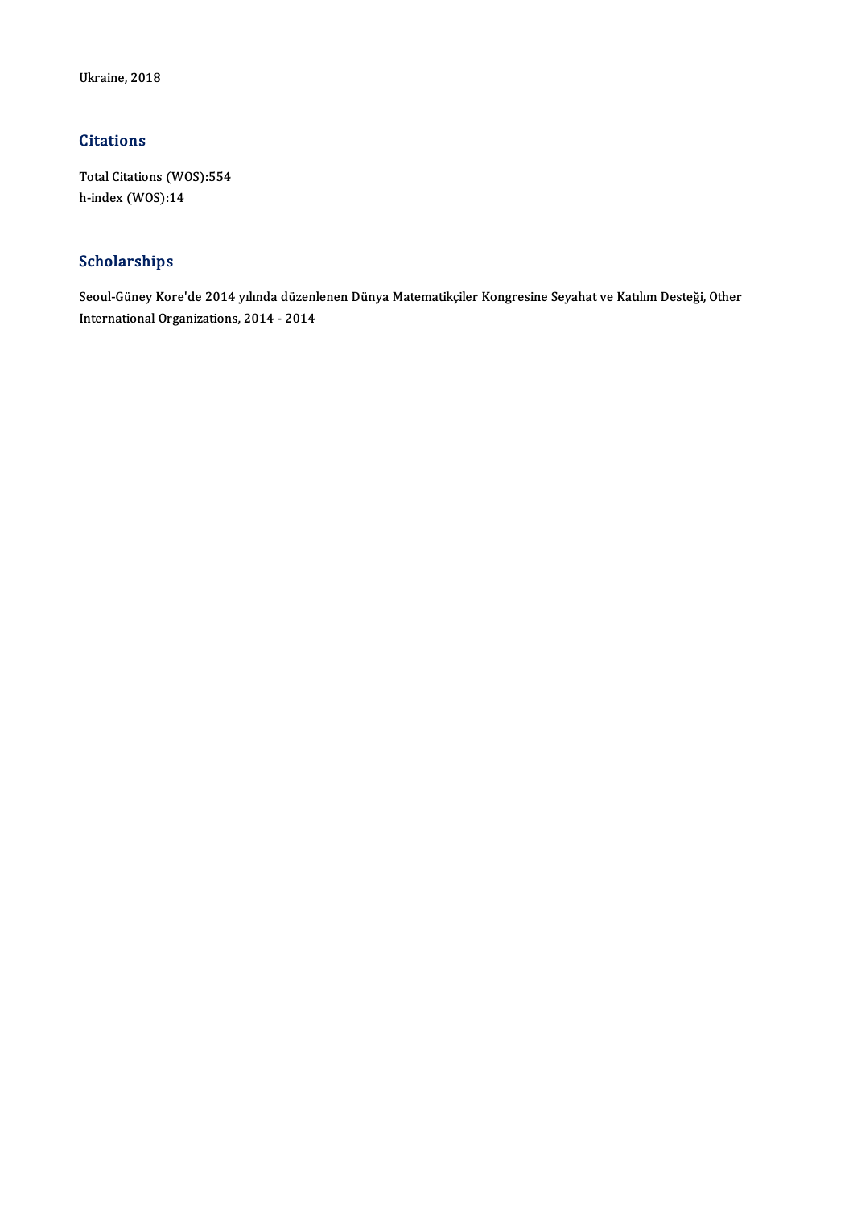Ukraine, 2018

## Citations

Total Citations (WOS):554
h-index (WOS):14

## Scholarships

Seoul-Güney Kore'de 2014 yılında düzenlenen Dünya Matematikçiler Kongresine Seyahat ve Katılım Desteği, Other International Organizations, 2014 - 2014